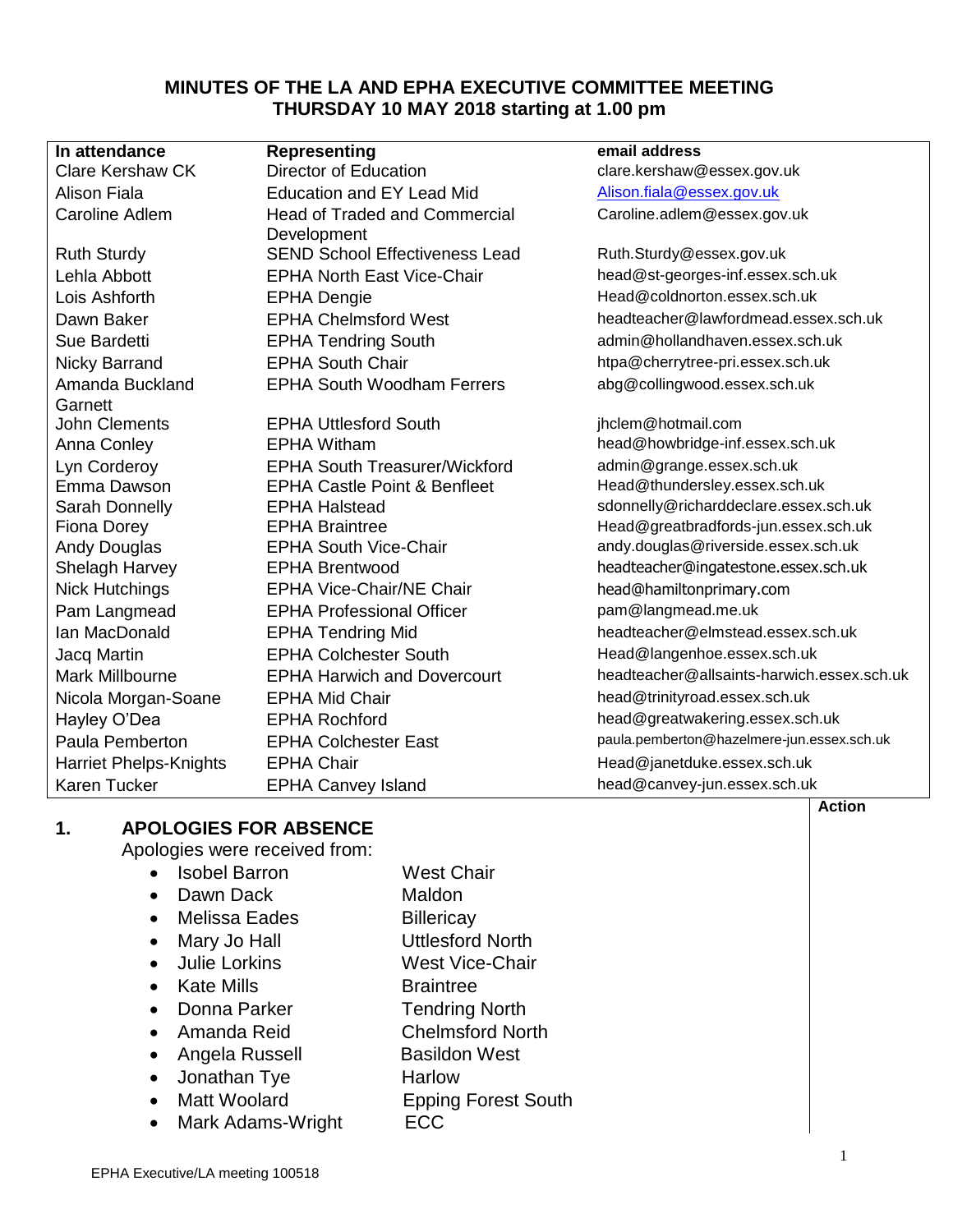# MINUTES OF THE LA AND EPHA EXECUTIVE COMMITTEE MEETING
## THURSDAY 10 MAY 2018 starting at 1.00 pm

| In attendance | Representing | email address |
|---|---|---|
| Clare Kershaw CK | Director of Education | clare.kershaw@essex.gov.uk |
| Alison Fiala | Education and EY Lead Mid | Alison.fiala@essex.gov.uk |
| Caroline Adlem | Head of Traded and Commercial Development | Caroline.adlem@essex.gov.uk |
| Ruth Sturdy | SEND School Effectiveness Lead | Ruth.Sturdy@essex.gov.uk |
| Lehla Abbott | EPHA North East Vice-Chair | head@st-georges-inf.essex.sch.uk |
| Lois Ashforth | EPHA Dengie | Head@coldnorton.essex.sch.uk |
| Dawn Baker | EPHA Chelmsford West | headteacher@lawfordmead.essex.sch.uk |
| Sue Bardetti | EPHA Tendring South | admin@hollandhaven.essex.sch.uk |
| Nicky Barrand | EPHA South Chair | htpa@cherrytree-pri.essex.sch.uk |
| Amanda Buckland Garnett | EPHA South Woodham Ferrers | abg@collingwood.essex.sch.uk |
| John Clements | EPHA Uttlesford South | jhclem@hotmail.com |
| Anna Conley | EPHA Witham | head@howbridge-inf.essex.sch.uk |
| Lyn Corderoy | EPHA South Treasurer/Wickford | admin@grange.essex.sch.uk |
| Emma Dawson | EPHA Castle Point & Benfleet | Head@thundersley.essex.sch.uk |
| Sarah Donnelly | EPHA Halstead | sdonnelly@richarddeclare.essex.sch.uk |
| Fiona Dorey | EPHA Braintree | Head@greatbradfords-jun.essex.sch.uk |
| Andy Douglas | EPHA South Vice-Chair | andy.douglas@riverside.essex.sch.uk |
| Shelagh Harvey | EPHA Brentwood | headteacher@ingatestone.essex.sch.uk |
| Nick Hutchings | EPHA Vice-Chair/NE Chair | head@hamiltonprimary.com |
| Pam Langmead | EPHA Professional Officer | pam@langmead.me.uk |
| Ian MacDonald | EPHA Tendring Mid | headteacher@elmstead.essex.sch.uk |
| Jacq Martin | EPHA Colchester South | Head@langenhoe.essex.sch.uk |
| Mark Millbourne | EPHA Harwich and Dovercourt | headteacher@allsaints-harwich.essex.sch.uk |
| Nicola Morgan-Soane | EPHA Mid Chair | head@trinityroad.essex.sch.uk |
| Hayley O'Dea | EPHA Rochford | head@greatwakering.essex.sch.uk |
| Paula Pemberton | EPHA Colchester East | paula.pemberton@hazelmere-jun.essex.sch.uk |
| Harriet Phelps-Knights | EPHA Chair | Head@janetduke.essex.sch.uk |
| Karen Tucker | EPHA Canvey Island | head@canvey-jun.essex.sch.uk |

**Action**

## 1. APOLOGIES FOR ABSENCE

Apologies were received from:

- Isobel Barron — West Chair
- Dawn Dack — Maldon
- Melissa Eades — Billericay
- Mary Jo Hall — Uttlesford North
- Julie Lorkins — West Vice-Chair
- Kate Mills — Braintree
- Donna Parker — Tendring North
- Amanda Reid — Chelmsford North
- Angela Russell — Basildon West
- Jonathan Tye — Harlow
- Matt Woolard — Epping Forest South
- Mark Adams-Wright — ECC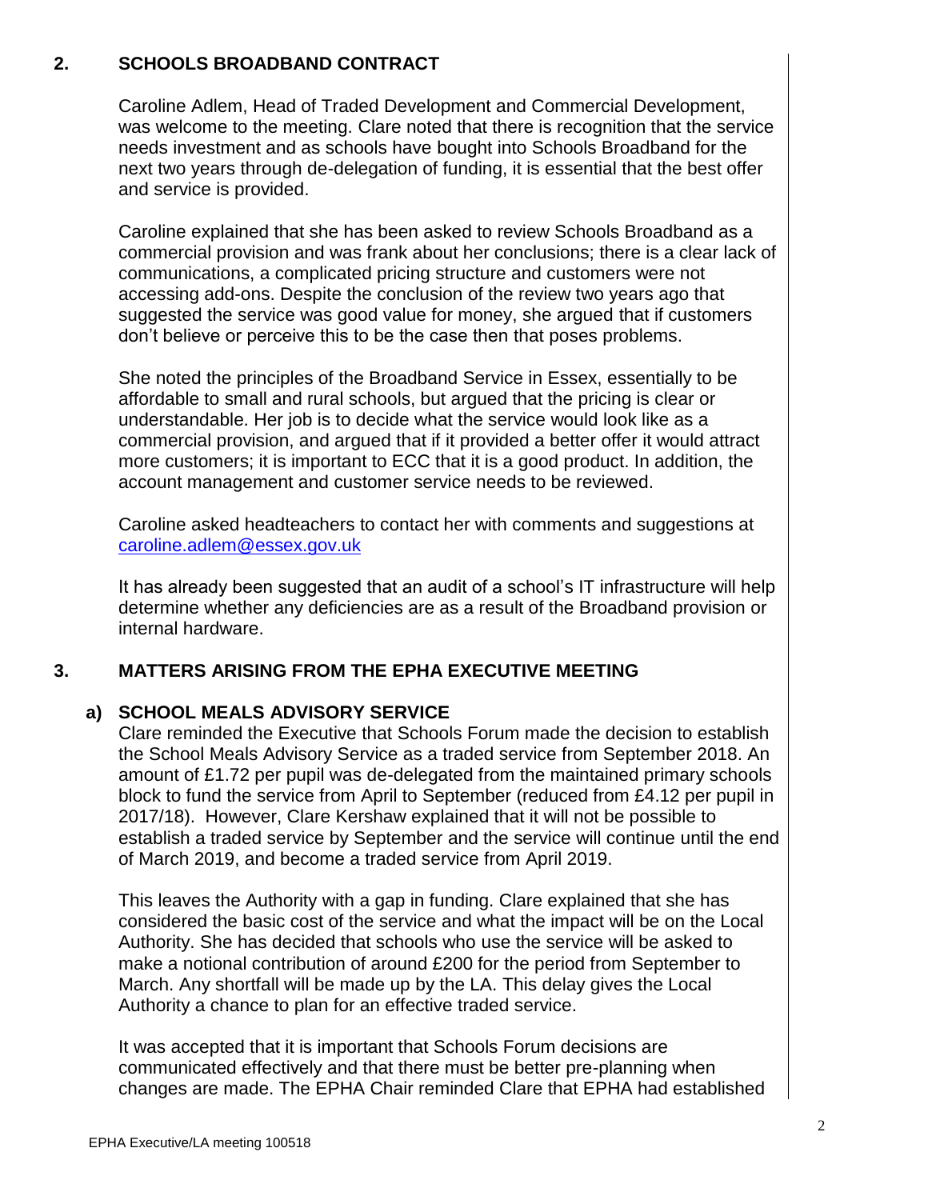## 2. SCHOOLS BROADBAND CONTRACT

Caroline Adlem, Head of Traded Development and Commercial Development, was welcome to the meeting. Clare noted that there is recognition that the service needs investment and as schools have bought into Schools Broadband for the next two years through de-delegation of funding, it is essential that the best offer and service is provided.

Caroline explained that she has been asked to review Schools Broadband as a commercial provision and was frank about her conclusions; there is a clear lack of communications, a complicated pricing structure and customers were not accessing add-ons. Despite the conclusion of the review two years ago that suggested the service was good value for money, she argued that if customers don't believe or perceive this to be the case then that poses problems.

She noted the principles of the Broadband Service in Essex, essentially to be affordable to small and rural schools, but argued that the pricing is clear or understandable. Her job is to decide what the service would look like as a commercial provision, and argued that if it provided a better offer it would attract more customers; it is important to ECC that it is a good product. In addition, the account management and customer service needs to be reviewed.

Caroline asked headteachers to contact her with comments and suggestions at caroline.adlem@essex.gov.uk

It has already been suggested that an audit of a school's IT infrastructure will help determine whether any deficiencies are as a result of the Broadband provision or internal hardware.

## 3. MATTERS ARISING FROM THE EPHA EXECUTIVE MEETING

### a) SCHOOL MEALS ADVISORY SERVICE

Clare reminded the Executive that Schools Forum made the decision to establish the School Meals Advisory Service as a traded service from September 2018. An amount of £1.72 per pupil was de-delegated from the maintained primary schools block to fund the service from April to September (reduced from £4.12 per pupil in 2017/18). However, Clare Kershaw explained that it will not be possible to establish a traded service by September and the service will continue until the end of March 2019, and become a traded service from April 2019.

This leaves the Authority with a gap in funding. Clare explained that she has considered the basic cost of the service and what the impact will be on the Local Authority. She has decided that schools who use the service will be asked to make a notional contribution of around £200 for the period from September to March. Any shortfall will be made up by the LA. This delay gives the Local Authority a chance to plan for an effective traded service.

It was accepted that it is important that Schools Forum decisions are communicated effectively and that there must be better pre-planning when changes are made. The EPHA Chair reminded Clare that EPHA had established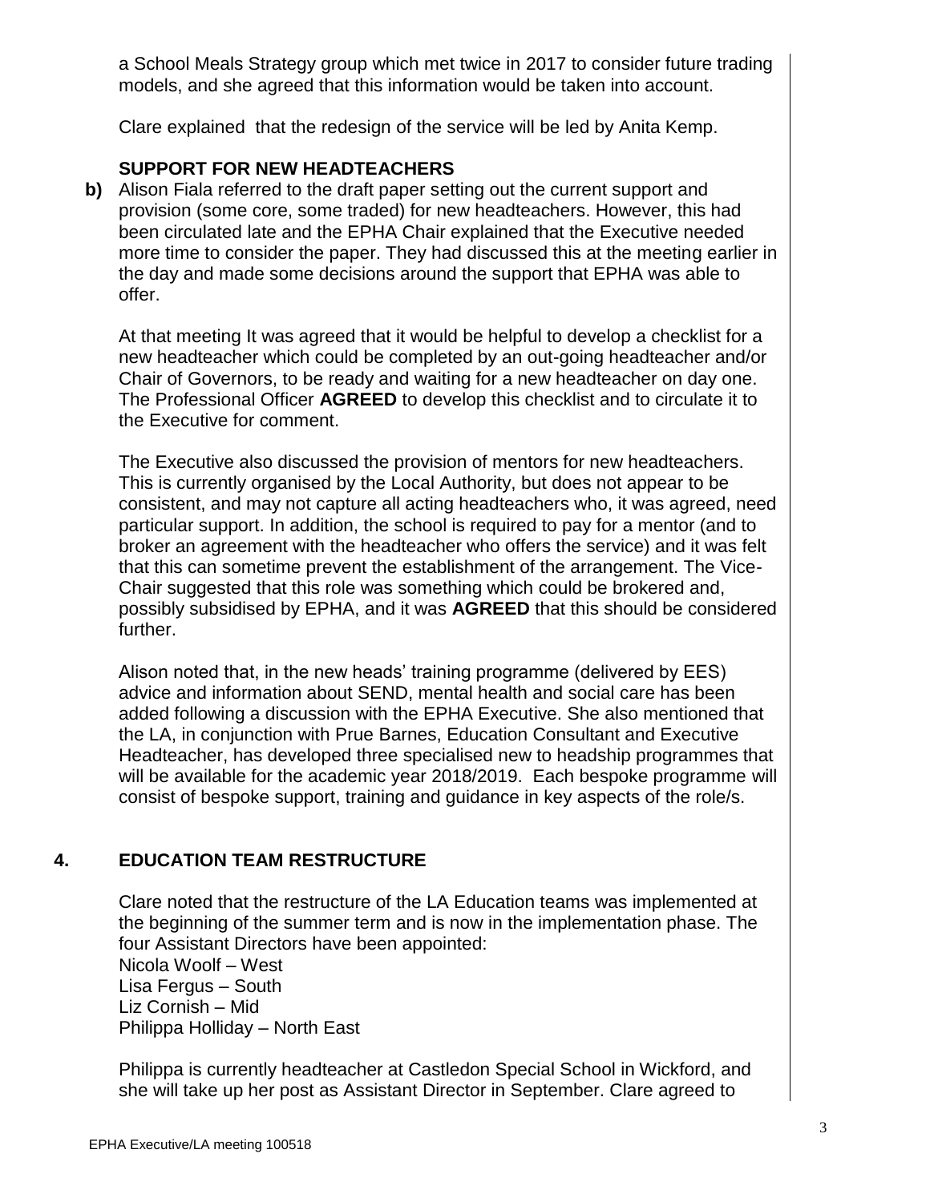a School Meals Strategy group which met twice in 2017 to consider future trading models, and she agreed that this information would be taken into account.

Clare explained that the redesign of the service will be led by Anita Kemp.

**SUPPORT FOR NEW HEADTEACHERS**

**b)** Alison Fiala referred to the draft paper setting out the current support and provision (some core, some traded) for new headteachers. However, this had been circulated late and the EPHA Chair explained that the Executive needed more time to consider the paper. They had discussed this at the meeting earlier in the day and made some decisions around the support that EPHA was able to offer.

At that meeting It was agreed that it would be helpful to develop a checklist for a new headteacher which could be completed by an out-going headteacher and/or Chair of Governors, to be ready and waiting for a new headteacher on day one. The Professional Officer **AGREED** to develop this checklist and to circulate it to the Executive for comment.

The Executive also discussed the provision of mentors for new headteachers. This is currently organised by the Local Authority, but does not appear to be consistent, and may not capture all acting headteachers who, it was agreed, need particular support. In addition, the school is required to pay for a mentor (and to broker an agreement with the headteacher who offers the service) and it was felt that this can sometime prevent the establishment of the arrangement. The Vice-Chair suggested that this role was something which could be brokered and, possibly subsidised by EPHA, and it was **AGREED** that this should be considered further.

Alison noted that, in the new heads' training programme (delivered by EES) advice and information about SEND, mental health and social care has been added following a discussion with the EPHA Executive. She also mentioned that the LA, in conjunction with Prue Barnes, Education Consultant and Executive Headteacher, has developed three specialised new to headship programmes that will be available for the academic year 2018/2019. Each bespoke programme will consist of bespoke support, training and guidance in key aspects of the role/s.

## 4. EDUCATION TEAM RESTRUCTURE

Clare noted that the restructure of the LA Education teams was implemented at the beginning of the summer term and is now in the implementation phase. The four Assistant Directors have been appointed:

Nicola Woolf – West
Lisa Fergus – South
Liz Cornish – Mid
Philippa Holliday – North East

Philippa is currently headteacher at Castledon Special School in Wickford, and she will take up her post as Assistant Director in September. Clare agreed to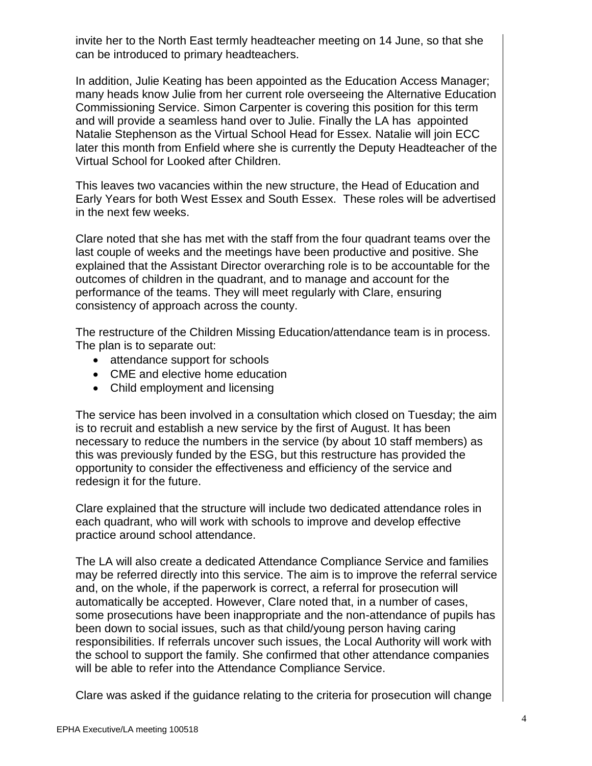invite her to the North East termly headteacher meeting on 14 June, so that she can be introduced to primary headteachers.

In addition, Julie Keating has been appointed as the Education Access Manager; many heads know Julie from her current role overseeing the Alternative Education Commissioning Service. Simon Carpenter is covering this position for this term and will provide a seamless hand over to Julie. Finally the LA has appointed Natalie Stephenson as the Virtual School Head for Essex. Natalie will join ECC later this month from Enfield where she is currently the Deputy Headteacher of the Virtual School for Looked after Children.

This leaves two vacancies within the new structure, the Head of Education and Early Years for both West Essex and South Essex. These roles will be advertised in the next few weeks.

Clare noted that she has met with the staff from the four quadrant teams over the last couple of weeks and the meetings have been productive and positive. She explained that the Assistant Director overarching role is to be accountable for the outcomes of children in the quadrant, and to manage and account for the performance of the teams. They will meet regularly with Clare, ensuring consistency of approach across the county.

The restructure of the Children Missing Education/attendance team is in process. The plan is to separate out:

- attendance support for schools
- CME and elective home education
- Child employment and licensing

The service has been involved in a consultation which closed on Tuesday; the aim is to recruit and establish a new service by the first of August. It has been necessary to reduce the numbers in the service (by about 10 staff members) as this was previously funded by the ESG, but this restructure has provided the opportunity to consider the effectiveness and efficiency of the service and redesign it for the future.

Clare explained that the structure will include two dedicated attendance roles in each quadrant, who will work with schools to improve and develop effective practice around school attendance.

The LA will also create a dedicated Attendance Compliance Service and families may be referred directly into this service. The aim is to improve the referral service and, on the whole, if the paperwork is correct, a referral for prosecution will automatically be accepted. However, Clare noted that, in a number of cases, some prosecutions have been inappropriate and the non-attendance of pupils has been down to social issues, such as that child/young person having caring responsibilities. If referrals uncover such issues, the Local Authority will work with the school to support the family. She confirmed that other attendance companies will be able to refer into the Attendance Compliance Service.

Clare was asked if the guidance relating to the criteria for prosecution will change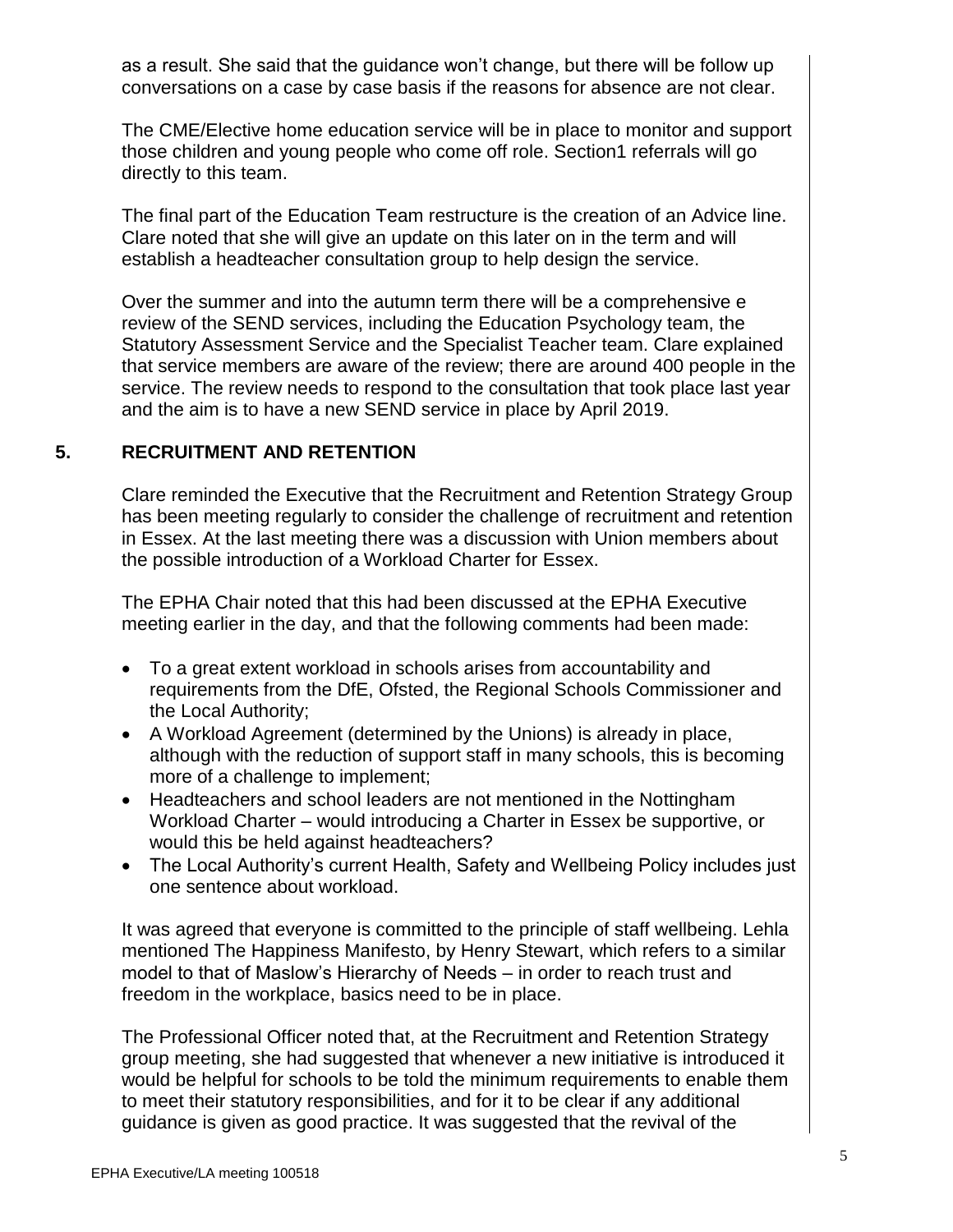as a result. She said that the guidance won't change, but there will be follow up conversations on a case by case basis if the reasons for absence are not clear.

The CME/Elective home education service will be in place to monitor and support those children and young people who come off role. Section1 referrals will go directly to this team.

The final part of the Education Team restructure is the creation of an Advice line. Clare noted that she will give an update on this later on in the term and will establish a headteacher consultation group to help design the service.

Over the summer and into the autumn term there will be a comprehensive e review of the SEND services, including the Education Psychology team, the Statutory Assessment Service and the Specialist Teacher team. Clare explained that service members are aware of the review; there are around 400 people in the service. The review needs to respond to the consultation that took place last year and the aim is to have a new SEND service in place by April 2019.

## 5. RECRUITMENT AND RETENTION

Clare reminded the Executive that the Recruitment and Retention Strategy Group has been meeting regularly to consider the challenge of recruitment and retention in Essex. At the last meeting there was a discussion with Union members about the possible introduction of a Workload Charter for Essex.

The EPHA Chair noted that this had been discussed at the EPHA Executive meeting earlier in the day, and that the following comments had been made:

- To a great extent workload in schools arises from accountability and requirements from the DfE, Ofsted, the Regional Schools Commissioner and the Local Authority;
- A Workload Agreement (determined by the Unions) is already in place, although with the reduction of support staff in many schools, this is becoming more of a challenge to implement;
- Headteachers and school leaders are not mentioned in the Nottingham Workload Charter – would introducing a Charter in Essex be supportive, or would this be held against headteachers?
- The Local Authority's current Health, Safety and Wellbeing Policy includes just one sentence about workload.

It was agreed that everyone is committed to the principle of staff wellbeing. Lehla mentioned The Happiness Manifesto, by Henry Stewart, which refers to a similar model to that of Maslow's Hierarchy of Needs – in order to reach trust and freedom in the workplace, basics need to be in place.

The Professional Officer noted that, at the Recruitment and Retention Strategy group meeting, she had suggested that whenever a new initiative is introduced it would be helpful for schools to be told the minimum requirements to enable them to meet their statutory responsibilities, and for it to be clear if any additional guidance is given as good practice. It was suggested that the revival of the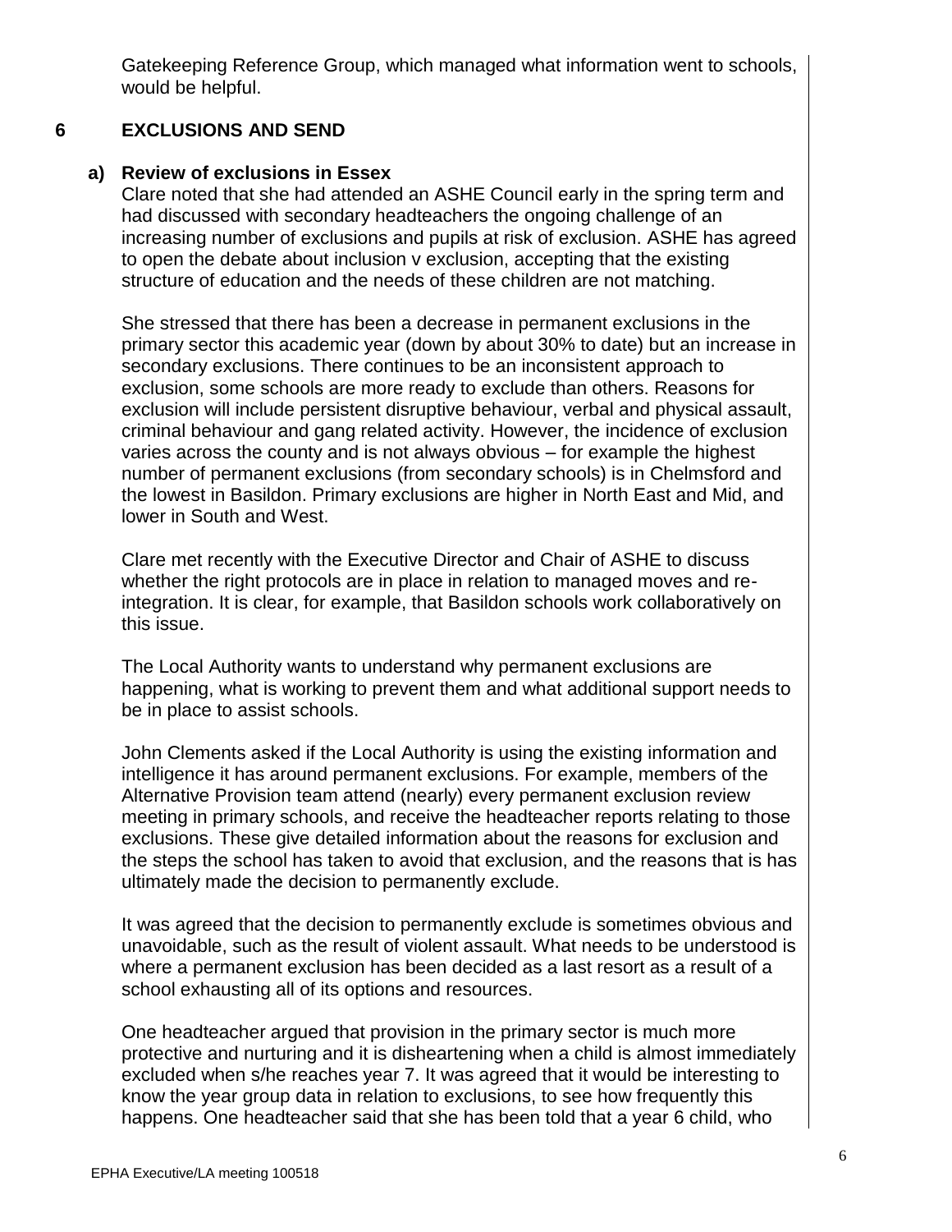Gatekeeping Reference Group, which managed what information went to schools, would be helpful.

## 6 EXCLUSIONS AND SEND

### a) Review of exclusions in Essex

Clare noted that she had attended an ASHE Council early in the spring term and had discussed with secondary headteachers the ongoing challenge of an increasing number of exclusions and pupils at risk of exclusion. ASHE has agreed to open the debate about inclusion v exclusion, accepting that the existing structure of education and the needs of these children are not matching.

She stressed that there has been a decrease in permanent exclusions in the primary sector this academic year (down by about 30% to date) but an increase in secondary exclusions. There continues to be an inconsistent approach to exclusion, some schools are more ready to exclude than others. Reasons for exclusion will include persistent disruptive behaviour, verbal and physical assault, criminal behaviour and gang related activity. However, the incidence of exclusion varies across the county and is not always obvious – for example the highest number of permanent exclusions (from secondary schools) is in Chelmsford and the lowest in Basildon. Primary exclusions are higher in North East and Mid, and lower in South and West.

Clare met recently with the Executive Director and Chair of ASHE to discuss whether the right protocols are in place in relation to managed moves and re-integration. It is clear, for example, that Basildon schools work collaboratively on this issue.

The Local Authority wants to understand why permanent exclusions are happening, what is working to prevent them and what additional support needs to be in place to assist schools.

John Clements asked if the Local Authority is using the existing information and intelligence it has around permanent exclusions. For example, members of the Alternative Provision team attend (nearly) every permanent exclusion review meeting in primary schools, and receive the headteacher reports relating to those exclusions. These give detailed information about the reasons for exclusion and the steps the school has taken to avoid that exclusion, and the reasons that is has ultimately made the decision to permanently exclude.

It was agreed that the decision to permanently exclude is sometimes obvious and unavoidable, such as the result of violent assault. What needs to be understood is where a permanent exclusion has been decided as a last resort as a result of a school exhausting all of its options and resources.

One headteacher argued that provision in the primary sector is much more protective and nurturing and it is disheartening when a child is almost immediately excluded when s/he reaches year 7. It was agreed that it would be interesting to know the year group data in relation to exclusions, to see how frequently this happens. One headteacher said that she has been told that a year 6 child, who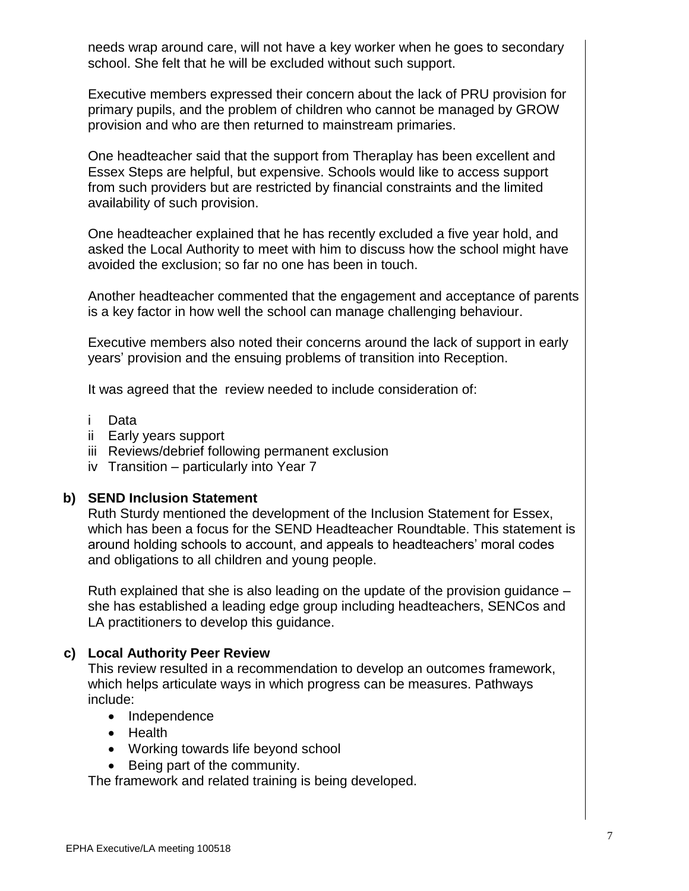needs wrap around care, will not have a key worker when he goes to secondary school. She felt that he will be excluded without such support.

Executive members expressed their concern about the lack of PRU provision for primary pupils, and the problem of children who cannot be managed by GROW provision and who are then returned to mainstream primaries.

One headteacher said that the support from Theraplay has been excellent and Essex Steps are helpful, but expensive. Schools would like to access support from such providers but are restricted by financial constraints and the limited availability of such provision.

One headteacher explained that he has recently excluded a five year hold, and asked the Local Authority to meet with him to discuss how the school might have avoided the exclusion; so far no one has been in touch.

Another headteacher commented that the engagement and acceptance of parents is a key factor in how well the school can manage challenging behaviour.

Executive members also noted their concerns around the lack of support in early years' provision and the ensuing problems of transition into Reception.

It was agreed that the review needed to include consideration of:

i Data
ii Early years support
iii Reviews/debrief following permanent exclusion
iv Transition – particularly into Year 7

**b) SEND Inclusion Statement**

Ruth Sturdy mentioned the development of the Inclusion Statement for Essex, which has been a focus for the SEND Headteacher Roundtable. This statement is around holding schools to account, and appeals to headteachers' moral codes and obligations to all children and young people.

Ruth explained that she is also leading on the update of the provision guidance – she has established a leading edge group including headteachers, SENCos and LA practitioners to develop this guidance.

**c) Local Authority Peer Review**

This review resulted in a recommendation to develop an outcomes framework, which helps articulate ways in which progress can be measures. Pathways include:

- Independence
- Health
- Working towards life beyond school
- Being part of the community.

The framework and related training is being developed.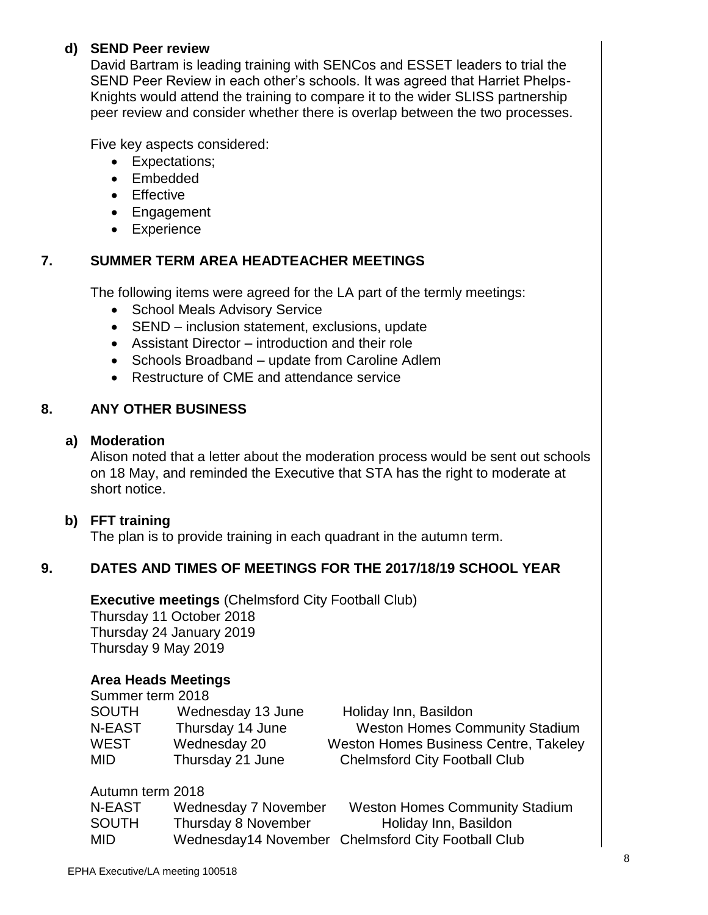**d) SEND Peer review**

David Bartram is leading training with SENCos and ESSET leaders to trial the SEND Peer Review in each other's schools. It was agreed that Harriet Phelps-Knights would attend the training to compare it to the wider SLISS partnership peer review and consider whether there is overlap between the two processes.

Five key aspects considered:

- Expectations;
- Embedded
- Effective
- Engagement
- Experience

## 7. SUMMER TERM AREA HEADTEACHER MEETINGS

The following items were agreed for the LA part of the termly meetings:

- School Meals Advisory Service
- SEND – inclusion statement, exclusions, update
- Assistant Director – introduction and their role
- Schools Broadband – update from Caroline Adlem
- Restructure of CME and attendance service

## 8. ANY OTHER BUSINESS

**a) Moderation**

Alison noted that a letter about the moderation process would be sent out schools on 18 May, and reminded the Executive that STA has the right to moderate at short notice.

**b) FFT training**

The plan is to provide training in each quadrant in the autumn term.

## 9. DATES AND TIMES OF MEETINGS FOR THE 2017/18/19 SCHOOL YEAR

**Executive meetings** (Chelmsford City Football Club)
Thursday 11 October 2018
Thursday 24 January 2019
Thursday 9 May 2019

**Area Heads Meetings**

Summer term 2018

| | | |
|---|---|---|
| SOUTH | Wednesday 13 June | Holiday Inn, Basildon |
| N-EAST | Thursday 14 June | Weston Homes Community Stadium |
| WEST | Wednesday 20 | Weston Homes Business Centre, Takeley |
| MID | Thursday 21 June | Chelmsford City Football Club |

Autumn term 2018

| | | |
|---|---|---|
| N-EAST | Wednesday 7 November | Weston Homes Community Stadium |
| SOUTH | Thursday 8 November | Holiday Inn, Basildon |
| MID | Wednesday14 November | Chelmsford City Football Club |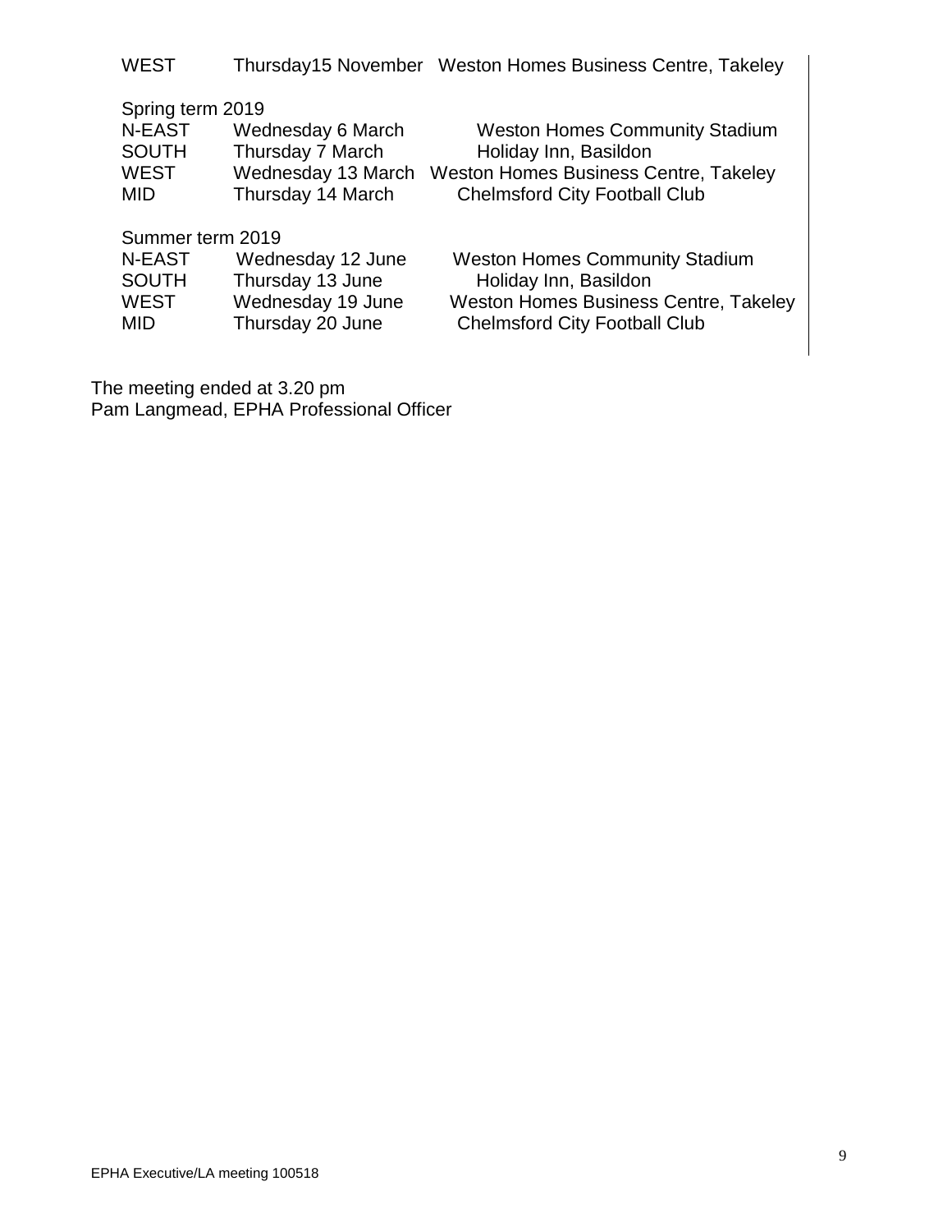| | | |
|---|---|---|
| WEST | Thursday15 November | Weston Homes Business Centre, Takeley |

Spring term 2019

| | | |
|---|---|---|
| N-EAST | Wednesday 6 March | Weston Homes Community Stadium |
| SOUTH | Thursday 7 March | Holiday Inn, Basildon |
| WEST | Wednesday 13 March | Weston Homes Business Centre, Takeley |
| MID | Thursday 14 March | Chelmsford City Football Club |

Summer term 2019

| | | |
|---|---|---|
| N-EAST | Wednesday 12 June | Weston Homes Community Stadium |
| SOUTH | Thursday 13 June | Holiday Inn, Basildon |
| WEST | Wednesday 19 June | Weston Homes Business Centre, Takeley |
| MID | Thursday 20 June | Chelmsford City Football Club |

The meeting ended at 3.20 pm
Pam Langmead, EPHA Professional Officer